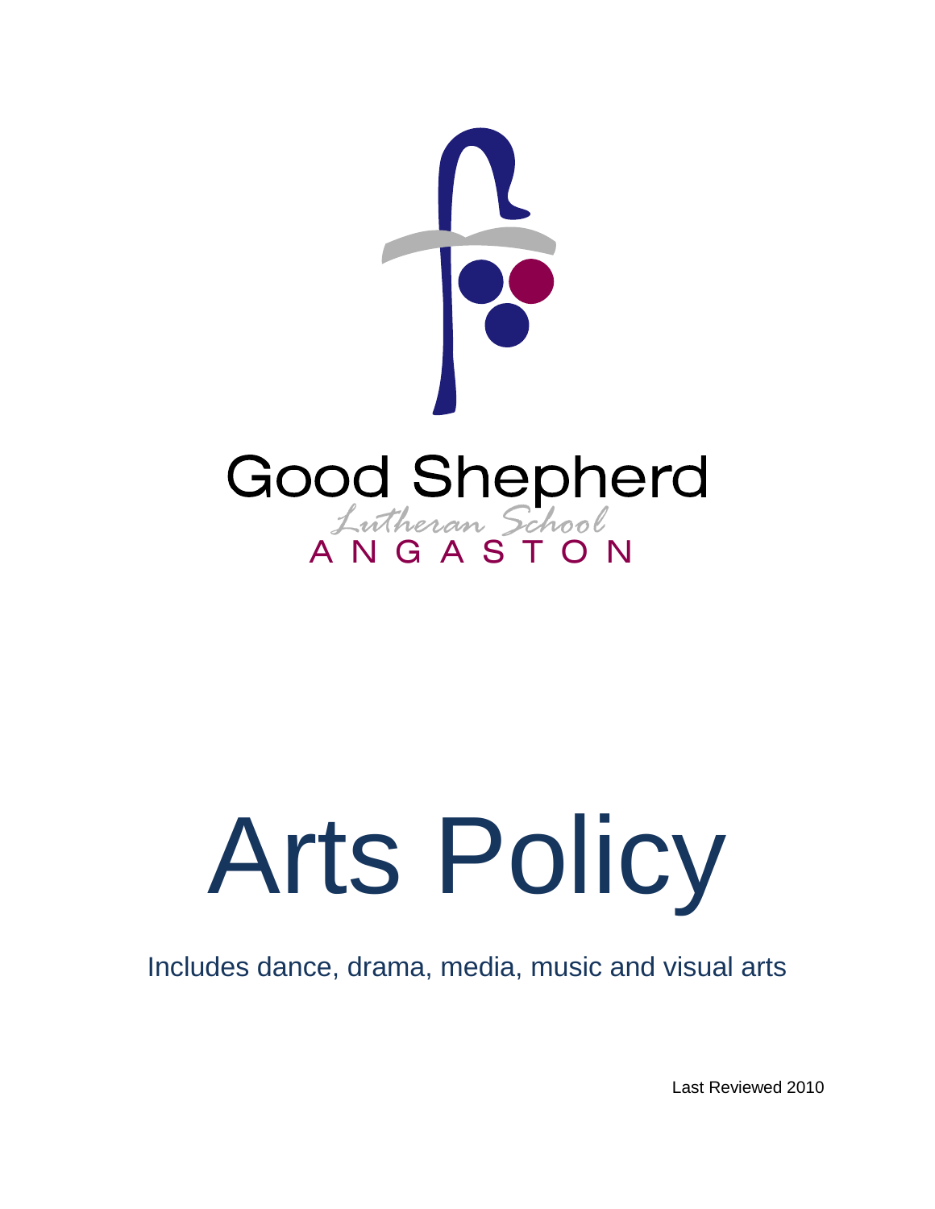Good Shepherd

Lutheran School

ANGASTON

# Arts Policy

Includes dance, drama, media, music and visual arts

Last Reviewed 2010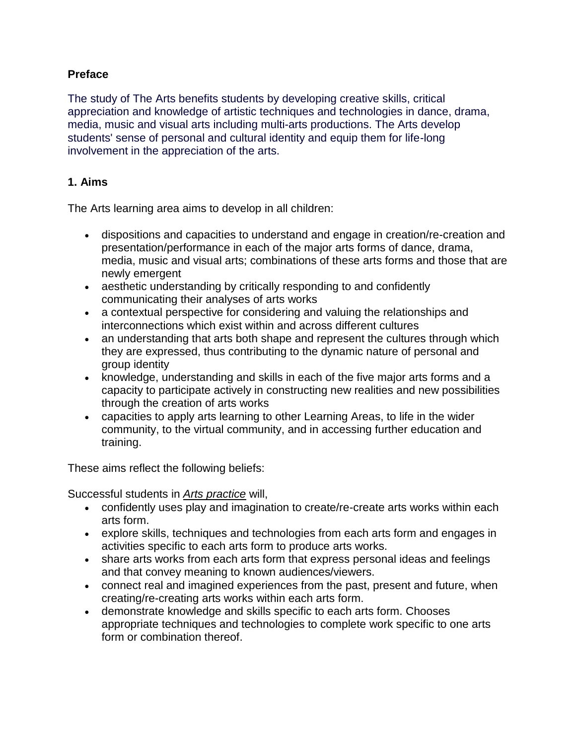**Preface**

The study of The Arts benefits students by developing creative skills, critical appreciation and knowledge of artistic techniques and technologies in dance, drama, media, music and visual arts including multi-arts productions. The Arts develop students' sense of personal and cultural identity and equip them for life-long involvement in the appreciation of the arts.

**1. Aims**

The Arts learning area aims to develop in all children:

- dispositions and capacities to understand and engage in creation/re-creation and presentation/performance in each of the major arts forms of dance, drama, media, music and visual arts; combinations of these arts forms and those that are newly emergent
- aesthetic understanding by critically responding to and confidently communicating their analyses of arts works
- a contextual perspective for considering and valuing the relationships and interconnections which exist within and across different cultures
- an understanding that arts both shape and represent the cultures through which they are expressed, thus contributing to the dynamic nature of personal and group identity
- knowledge, understanding and skills in each of the five major arts forms and a capacity to participate actively in constructing new realities and new possibilities through the creation of arts works
- capacities to apply arts learning to other Learning Areas, to life in the wider community, to the virtual community, and in accessing further education and training.

These aims reflect the following beliefs:

Successful students in *Arts practice* will,

- confidently uses play and imagination to create/re-create arts works within each arts form.
- explore skills, techniques and technologies from each arts form and engages in activities specific to each arts form to produce arts works.
- share arts works from each arts form that express personal ideas and feelings and that convey meaning to known audiences/viewers.
- connect real and imagined experiences from the past, present and future, when creating/re-creating arts works within each arts form.
- demonstrate knowledge and skills specific to each arts form. Chooses appropriate techniques and technologies to complete work specific to one arts form or combination thereof.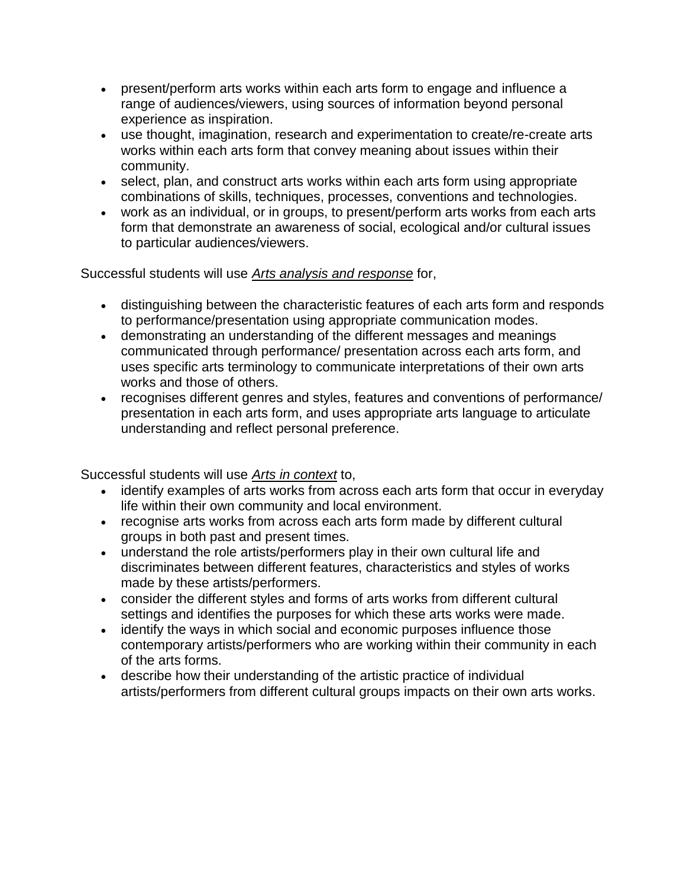- present/perform arts works within each arts form to engage and influence a range of audiences/viewers, using sources of information beyond personal experience as inspiration.
- use thought, imagination, research and experimentation to create/re-create arts works within each arts form that convey meaning about issues within their community.
- select, plan, and construct arts works within each arts form using appropriate combinations of skills, techniques, processes, conventions and technologies.
- work as an individual, or in groups, to present/perform arts works from each arts form that demonstrate an awareness of social, ecological and/or cultural issues to particular audiences/viewers.

Successful students will use *Arts analysis and response* for,

- distinguishing between the characteristic features of each arts form and responds to performance/presentation using appropriate communication modes.
- demonstrating an understanding of the different messages and meanings communicated through performance/ presentation across each arts form, and uses specific arts terminology to communicate interpretations of their own arts works and those of others.
- recognises different genres and styles, features and conventions of performance/ presentation in each arts form, and uses appropriate arts language to articulate understanding and reflect personal preference.

Successful students will use *Arts in context* to,

- identify examples of arts works from across each arts form that occur in everyday life within their own community and local environment.
- recognise arts works from across each arts form made by different cultural groups in both past and present times.
- understand the role artists/performers play in their own cultural life and discriminates between different features, characteristics and styles of works made by these artists/performers.
- consider the different styles and forms of arts works from different cultural settings and identifies the purposes for which these arts works were made.
- identify the ways in which social and economic purposes influence those contemporary artists/performers who are working within their community in each of the arts forms.
- describe how their understanding of the artistic practice of individual artists/performers from different cultural groups impacts on their own arts works.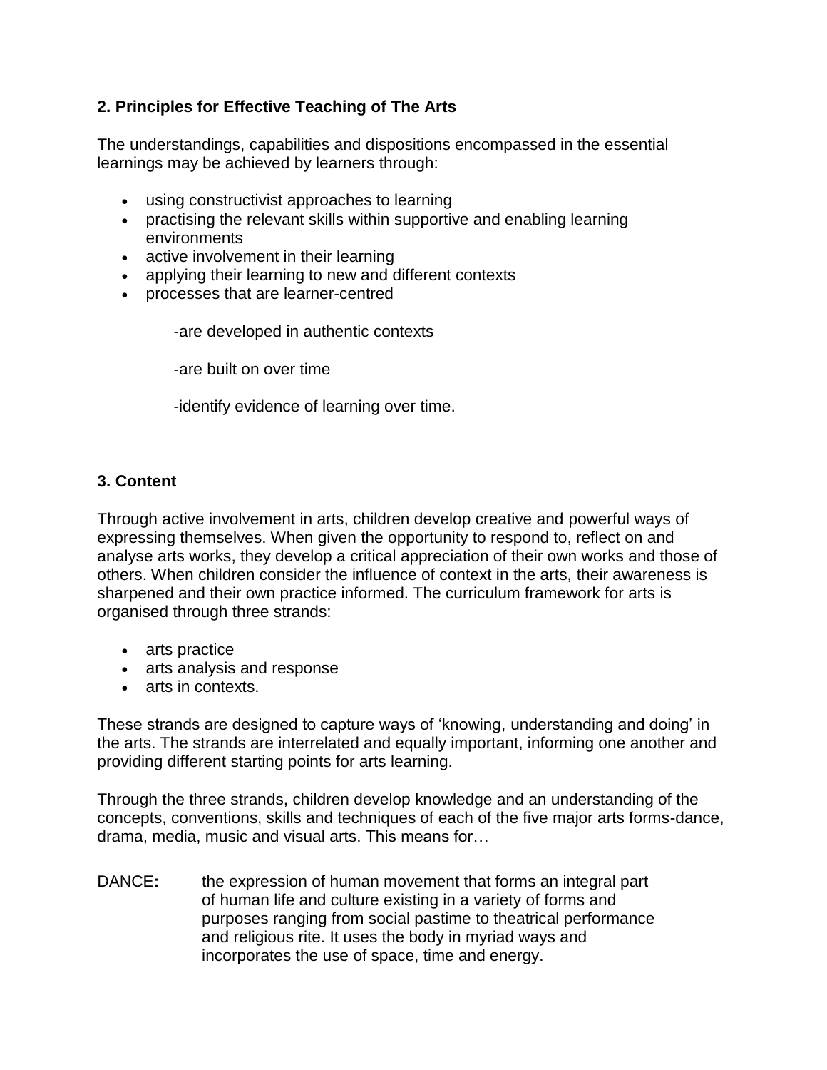## 2. Principles for Effective Teaching of The Arts

The understandings, capabilities and dispositions encompassed in the essential learnings may be achieved by learners through:

- using constructivist approaches to learning
- practising the relevant skills within supportive and enabling learning environments
- active involvement in their learning
- applying their learning to new and different contexts
- processes that are learner-centred

    -are developed in authentic contexts

    -are built on over time

    -identify evidence of learning over time.

## 3. Content

Through active involvement in arts, children develop creative and powerful ways of expressing themselves. When given the opportunity to respond to, reflect on and analyse arts works, they develop a critical appreciation of their own works and those of others. When children consider the influence of context in the arts, their awareness is sharpened and their own practice informed. The curriculum framework for arts is organised through three strands:

- arts practice
- arts analysis and response
- arts in contexts.

These strands are designed to capture ways of 'knowing, understanding and doing' in the arts. The strands are interrelated and equally important, informing one another and providing different starting points for arts learning.

Through the three strands, children develop knowledge and an understanding of the concepts, conventions, skills and techniques of each of the five major arts forms-dance, drama, media, music and visual arts. This means for…

DANCE**:** the expression of human movement that forms an integral part of human life and culture existing in a variety of forms and purposes ranging from social pastime to theatrical performance and religious rite. It uses the body in myriad ways and incorporates the use of space, time and energy.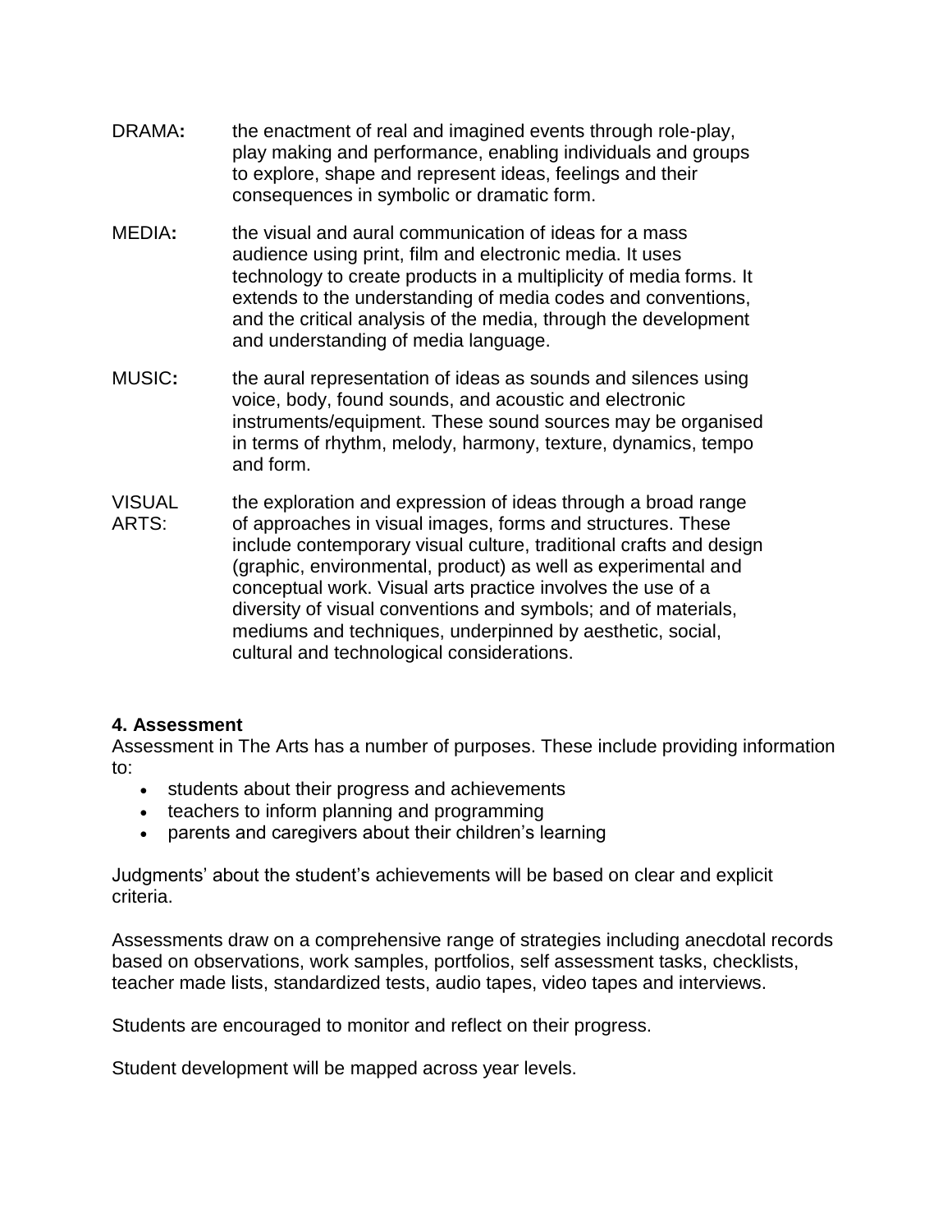**DRAMA:** the enactment of real and imagined events through role-play, play making and performance, enabling individuals and groups to explore, shape and represent ideas, feelings and their consequences in symbolic or dramatic form.

**MEDIA:** the visual and aural communication of ideas for a mass audience using print, film and electronic media. It uses technology to create products in a multiplicity of media forms. It extends to the understanding of media codes and conventions, and the critical analysis of the media, through the development and understanding of media language.

**MUSIC:** the aural representation of ideas as sounds and silences using voice, body, found sounds, and acoustic and electronic instruments/equipment. These sound sources may be organised in terms of rhythm, melody, harmony, texture, dynamics, tempo and form.

VISUAL ARTS: the exploration and expression of ideas through a broad range of approaches in visual images, forms and structures. These include contemporary visual culture, traditional crafts and design (graphic, environmental, product) as well as experimental and conceptual work. Visual arts practice involves the use of a diversity of visual conventions and symbols; and of materials, mediums and techniques, underpinned by aesthetic, social, cultural and technological considerations.

### 4. Assessment

Assessment in The Arts has a number of purposes. These include providing information to:

- students about their progress and achievements
- teachers to inform planning and programming
- parents and caregivers about their children's learning

Judgments' about the student's achievements will be based on clear and explicit criteria.

Assessments draw on a comprehensive range of strategies including anecdotal records based on observations, work samples, portfolios, self assessment tasks, checklists, teacher made lists, standardized tests, audio tapes, video tapes and interviews.

Students are encouraged to monitor and reflect on their progress.

Student development will be mapped across year levels.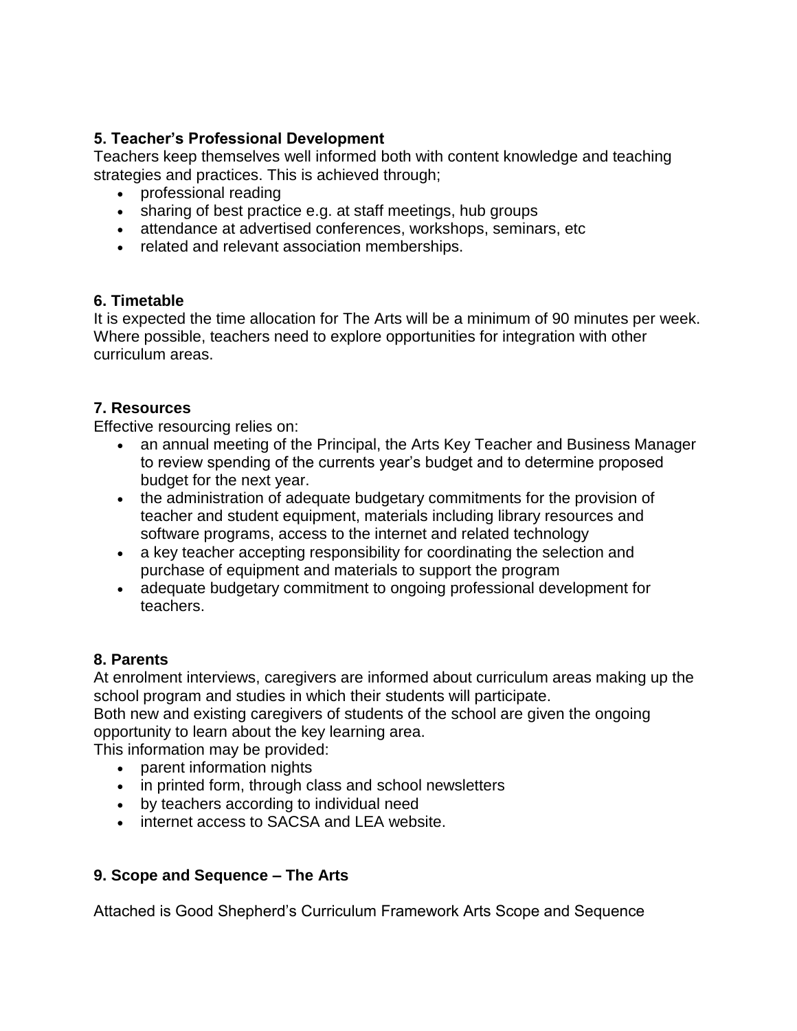**5. Teacher's Professional Development**

Teachers keep themselves well informed both with content knowledge and teaching strategies and practices. This is achieved through;

- professional reading
- sharing of best practice e.g. at staff meetings, hub groups
- attendance at advertised conferences, workshops, seminars, etc
- related and relevant association memberships.

**6. Timetable**

It is expected the time allocation for The Arts will be a minimum of 90 minutes per week. Where possible, teachers need to explore opportunities for integration with other curriculum areas.

**7. Resources**

Effective resourcing relies on:

- an annual meeting of the Principal, the Arts Key Teacher and Business Manager to review spending of the currents year's budget and to determine proposed budget for the next year.
- the administration of adequate budgetary commitments for the provision of teacher and student equipment, materials including library resources and software programs, access to the internet and related technology
- a key teacher accepting responsibility for coordinating the selection and purchase of equipment and materials to support the program
- adequate budgetary commitment to ongoing professional development for teachers.

**8. Parents**

At enrolment interviews, caregivers are informed about curriculum areas making up the school program and studies in which their students will participate.

Both new and existing caregivers of students of the school are given the ongoing opportunity to learn about the key learning area.

This information may be provided:

- parent information nights
- in printed form, through class and school newsletters
- by teachers according to individual need
- internet access to SACSA and LEA website.

**9. Scope and Sequence – The Arts**

Attached is Good Shepherd's Curriculum Framework Arts Scope and Sequence